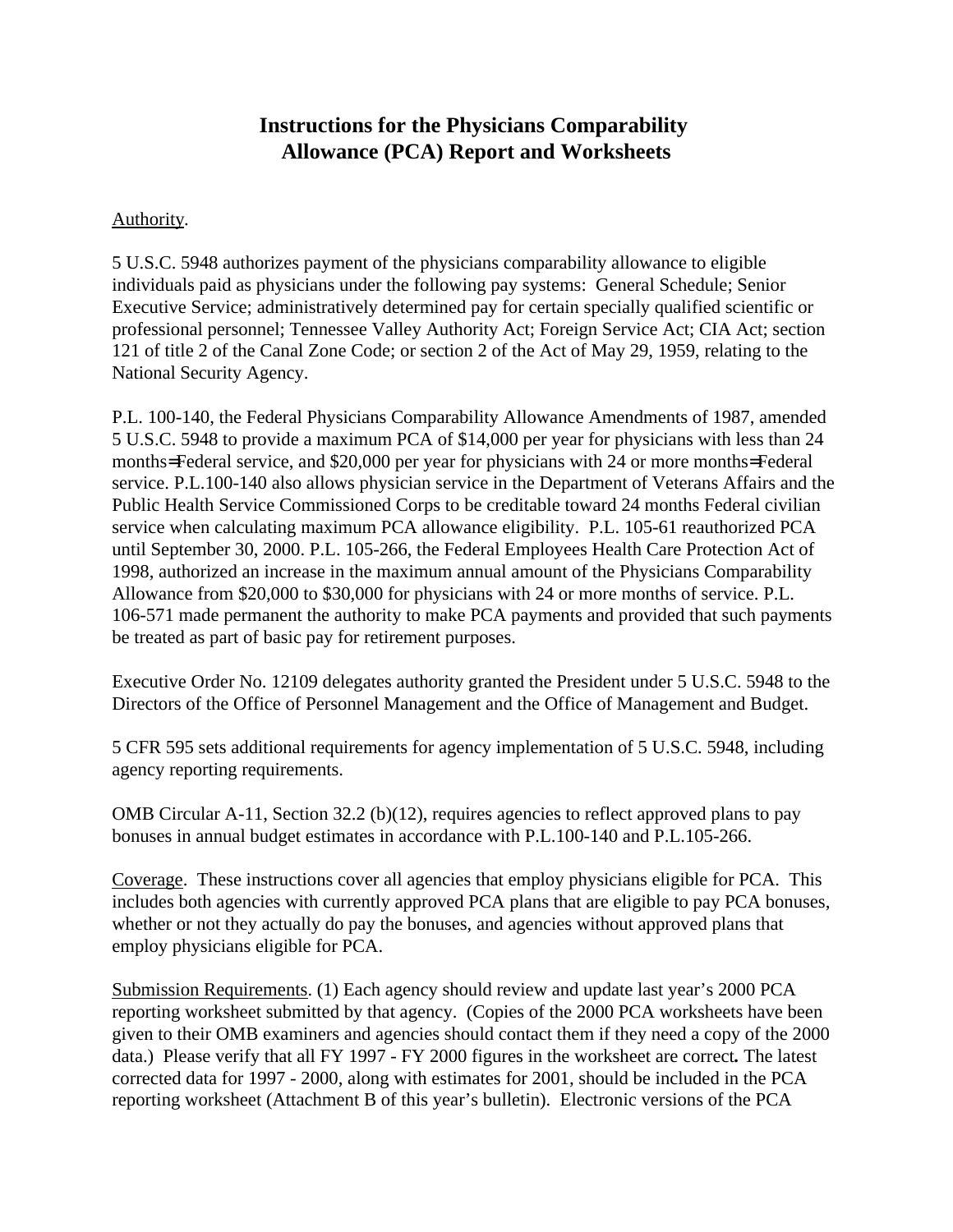# Instructions for the Physicians Comparability Allowance (PCA) Report and Worksheets

Authority.

5 U.S.C. 5948 authorizes payment of the physicians comparability allowance to eligible individuals paid as physicians under the following pay systems: General Schedule; Senior Executive Service; administratively determined pay for certain specially qualified scientific or professional personnel; Tennessee Valley Authority Act; Foreign Service Act; CIA Act; section 121 of title 2 of the Canal Zone Code; or section 2 of the Act of May 29, 1959, relating to the National Security Agency.

P.L. 100-140, the Federal Physicians Comparability Allowance Amendments of 1987, amended 5 U.S.C. 5948 to provide a maximum PCA of $14,000 per year for physicians with less than 24 months=Federal service, and $20,000 per year for physicians with 24 or more months=Federal service. P.L.100-140 also allows physician service in the Department of Veterans Affairs and the Public Health Service Commissioned Corps to be creditable toward 24 months Federal civilian service when calculating maximum PCA allowance eligibility. P.L. 105-61 reauthorized PCA until September 30, 2000. P.L. 105-266, the Federal Employees Health Care Protection Act of 1998, authorized an increase in the maximum annual amount of the Physicians Comparability Allowance from $20,000 to $30,000 for physicians with 24 or more months of service. P.L. 106-571 made permanent the authority to make PCA payments and provided that such payments be treated as part of basic pay for retirement purposes.

Executive Order No. 12109 delegates authority granted the President under 5 U.S.C. 5948 to the Directors of the Office of Personnel Management and the Office of Management and Budget.

5 CFR 595 sets additional requirements for agency implementation of 5 U.S.C. 5948, including agency reporting requirements.

OMB Circular A-11, Section 32.2 (b)(12), requires agencies to reflect approved plans to pay bonuses in annual budget estimates in accordance with P.L.100-140 and P.L.105-266.

Coverage. These instructions cover all agencies that employ physicians eligible for PCA. This includes both agencies with currently approved PCA plans that are eligible to pay PCA bonuses, whether or not they actually do pay the bonuses, and agencies without approved plans that employ physicians eligible for PCA.

Submission Requirements. (1) Each agency should review and update last year's 2000 PCA reporting worksheet submitted by that agency. (Copies of the 2000 PCA worksheets have been given to their OMB examiners and agencies should contact them if they need a copy of the 2000 data.) Please verify that all FY 1997 - FY 2000 figures in the worksheet are correct**.** The latest corrected data for 1997 - 2000, along with estimates for 2001, should be included in the PCA reporting worksheet (Attachment B of this year's bulletin). Electronic versions of the PCA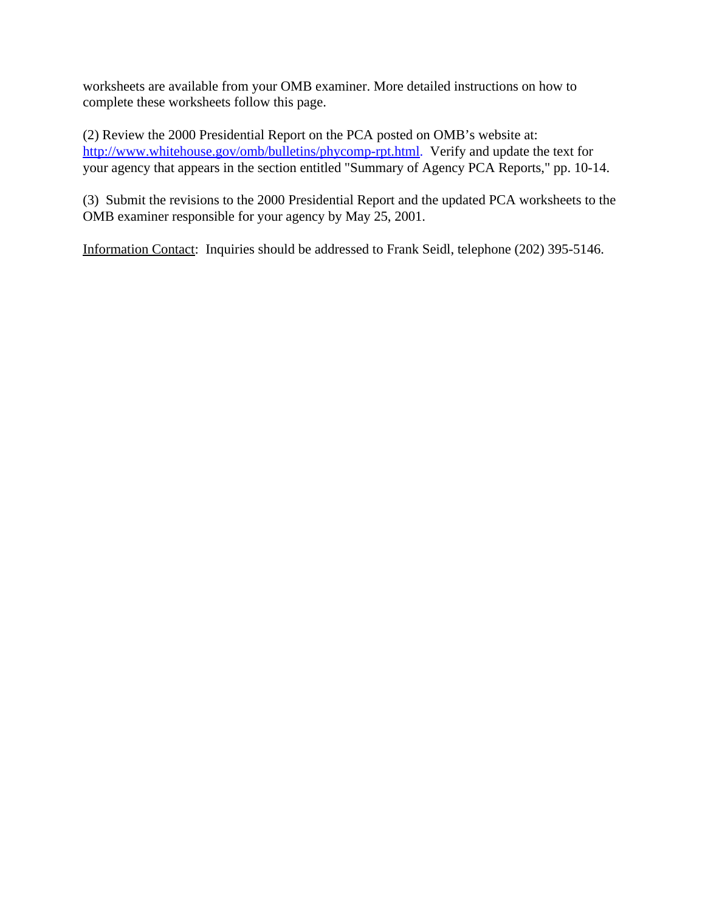worksheets are available from your OMB examiner. More detailed instructions on how to complete these worksheets follow this page.

(2) Review the 2000 Presidential Report on the PCA posted on OMB's website at: http://www.whitehouse.gov/omb/bulletins/phycomp-rpt.html. Verify and update the text for your agency that appears in the section entitled "Summary of Agency PCA Reports," pp. 10-14.

(3) Submit the revisions to the 2000 Presidential Report and the updated PCA worksheets to the OMB examiner responsible for your agency by May 25, 2001.

<u>Information Contact</u>: Inquiries should be addressed to Frank Seidl, telephone (202) 395-5146.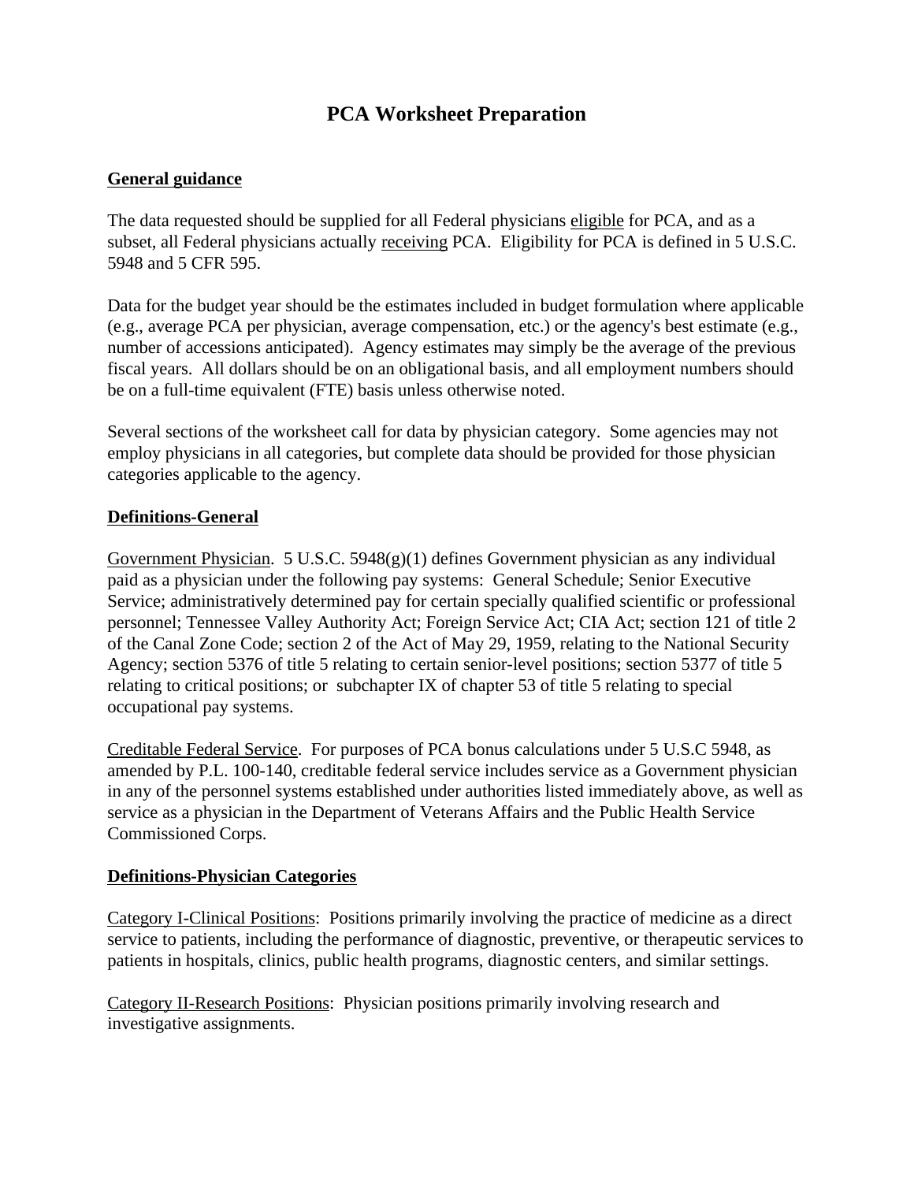# PCA Worksheet Preparation

**General guidance**

The data requested should be supplied for all Federal physicians eligible for PCA, and as a subset, all Federal physicians actually receiving PCA. Eligibility for PCA is defined in 5 U.S.C. 5948 and 5 CFR 595.

Data for the budget year should be the estimates included in budget formulation where applicable (e.g., average PCA per physician, average compensation, etc.) or the agency's best estimate (e.g., number of accessions anticipated). Agency estimates may simply be the average of the previous fiscal years. All dollars should be on an obligational basis, and all employment numbers should be on a full-time equivalent (FTE) basis unless otherwise noted.

Several sections of the worksheet call for data by physician category. Some agencies may not employ physicians in all categories, but complete data should be provided for those physician categories applicable to the agency.

**Definitions-General**

Government Physician. 5 U.S.C. 5948(g)(1) defines Government physician as any individual paid as a physician under the following pay systems: General Schedule; Senior Executive Service; administratively determined pay for certain specially qualified scientific or professional personnel; Tennessee Valley Authority Act; Foreign Service Act; CIA Act; section 121 of title 2 of the Canal Zone Code; section 2 of the Act of May 29, 1959, relating to the National Security Agency; section 5376 of title 5 relating to certain senior-level positions; section 5377 of title 5 relating to critical positions; or subchapter IX of chapter 53 of title 5 relating to special occupational pay systems.

Creditable Federal Service. For purposes of PCA bonus calculations under 5 U.S.C 5948, as amended by P.L. 100-140, creditable federal service includes service as a Government physician in any of the personnel systems established under authorities listed immediately above, as well as service as a physician in the Department of Veterans Affairs and the Public Health Service Commissioned Corps.

**Definitions-Physician Categories**

Category I-Clinical Positions: Positions primarily involving the practice of medicine as a direct service to patients, including the performance of diagnostic, preventive, or therapeutic services to patients in hospitals, clinics, public health programs, diagnostic centers, and similar settings.

Category II-Research Positions: Physician positions primarily involving research and investigative assignments.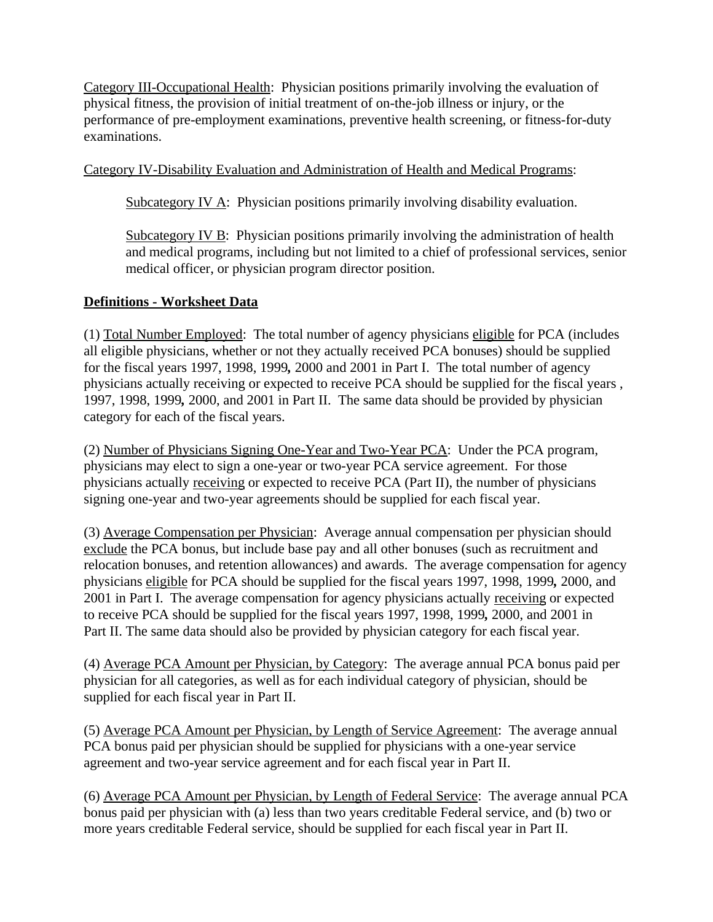Category III-Occupational Health: Physician positions primarily involving the evaluation of physical fitness, the provision of initial treatment of on-the-job illness or injury, or the performance of pre-employment examinations, preventive health screening, or fitness-for-duty examinations.

Category IV-Disability Evaluation and Administration of Health and Medical Programs:

> Subcategory IV A: Physician positions primarily involving disability evaluation.
>
> Subcategory IV B: Physician positions primarily involving the administration of health and medical programs, including but not limited to a chief of professional services, senior medical officer, or physician program director position.

**Definitions - Worksheet Data**

(1) Total Number Employed: The total number of agency physicians eligible for PCA (includes all eligible physicians, whether or not they actually received PCA bonuses) should be supplied for the fiscal years 1997, 1998, 1999**,** 2000 and 2001 in Part I. The total number of agency physicians actually receiving or expected to receive PCA should be supplied for the fiscal years , 1997, 1998, 1999**,** 2000, and 2001 in Part II. The same data should be provided by physician category for each of the fiscal years.

(2) Number of Physicians Signing One-Year and Two-Year PCA: Under the PCA program, physicians may elect to sign a one-year or two-year PCA service agreement. For those physicians actually receiving or expected to receive PCA (Part II), the number of physicians signing one-year and two-year agreements should be supplied for each fiscal year.

(3) Average Compensation per Physician: Average annual compensation per physician should exclude the PCA bonus, but include base pay and all other bonuses (such as recruitment and relocation bonuses, and retention allowances) and awards. The average compensation for agency physicians eligible for PCA should be supplied for the fiscal years 1997, 1998, 1999**,** 2000, and 2001 in Part I. The average compensation for agency physicians actually receiving or expected to receive PCA should be supplied for the fiscal years 1997, 1998, 1999**,** 2000, and 2001 in Part II. The same data should also be provided by physician category for each fiscal year.

(4) Average PCA Amount per Physician, by Category: The average annual PCA bonus paid per physician for all categories, as well as for each individual category of physician, should be supplied for each fiscal year in Part II.

(5) Average PCA Amount per Physician, by Length of Service Agreement: The average annual PCA bonus paid per physician should be supplied for physicians with a one-year service agreement and two-year service agreement and for each fiscal year in Part II.

(6) Average PCA Amount per Physician, by Length of Federal Service: The average annual PCA bonus paid per physician with (a) less than two years creditable Federal service, and (b) two or more years creditable Federal service, should be supplied for each fiscal year in Part II.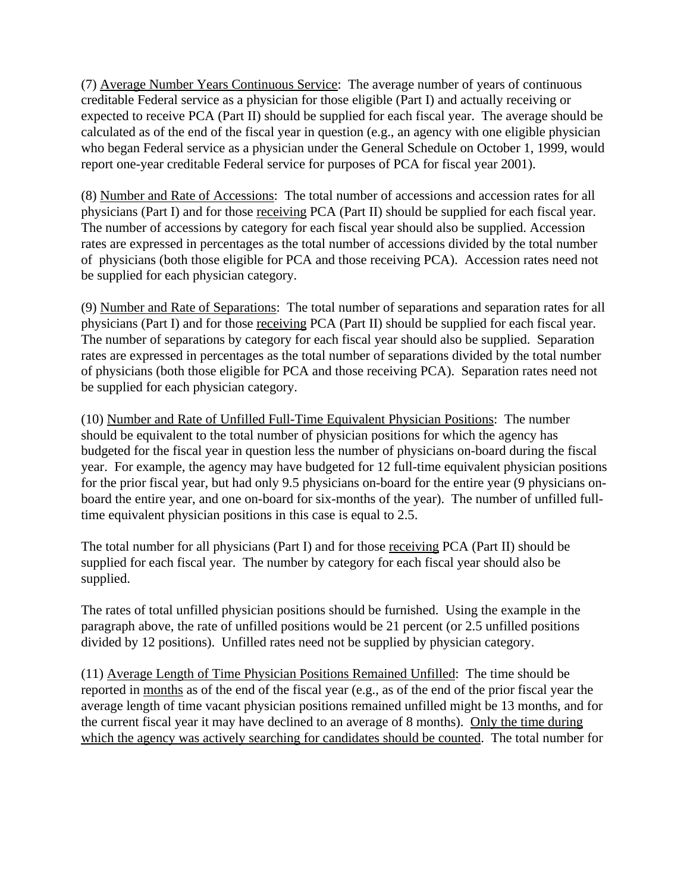(7) <u>Average Number Years Continuous Service</u>: The average number of years of continuous creditable Federal service as a physician for those eligible (Part I) and actually receiving or expected to receive PCA (Part II) should be supplied for each fiscal year. The average should be calculated as of the end of the fiscal year in question (e.g., an agency with one eligible physician who began Federal service as a physician under the General Schedule on October 1, 1999, would report one-year creditable Federal service for purposes of PCA for fiscal year 2001).

(8) <u>Number and Rate of Accessions</u>: The total number of accessions and accession rates for all physicians (Part I) and for those <u>receiving</u> PCA (Part II) should be supplied for each fiscal year. The number of accessions by category for each fiscal year should also be supplied. Accession rates are expressed in percentages as the total number of accessions divided by the total number of physicians (both those eligible for PCA and those receiving PCA). Accession rates need not be supplied for each physician category.

(9) <u>Number and Rate of Separations</u>: The total number of separations and separation rates for all physicians (Part I) and for those <u>receiving</u> PCA (Part II) should be supplied for each fiscal year. The number of separations by category for each fiscal year should also be supplied. Separation rates are expressed in percentages as the total number of separations divided by the total number of physicians (both those eligible for PCA and those receiving PCA). Separation rates need not be supplied for each physician category.

(10) <u>Number and Rate of Unfilled Full-Time Equivalent Physician Positions</u>: The number should be equivalent to the total number of physician positions for which the agency has budgeted for the fiscal year in question less the number of physicians on-board during the fiscal year. For example, the agency may have budgeted for 12 full-time equivalent physician positions for the prior fiscal year, but had only 9.5 physicians on-board for the entire year (9 physicians on-board the entire year, and one on-board for six-months of the year). The number of unfilled full-time equivalent physician positions in this case is equal to 2.5.

The total number for all physicians (Part I) and for those <u>receiving</u> PCA (Part II) should be supplied for each fiscal year. The number by category for each fiscal year should also be supplied.

The rates of total unfilled physician positions should be furnished. Using the example in the paragraph above, the rate of unfilled positions would be 21 percent (or 2.5 unfilled positions divided by 12 positions). Unfilled rates need not be supplied by physician category.

(11) <u>Average Length of Time Physician Positions Remained Unfilled</u>: The time should be reported in <u>months</u> as of the end of the fiscal year (e.g., as of the end of the prior fiscal year the average length of time vacant physician positions remained unfilled might be 13 months, and for the current fiscal year it may have declined to an average of 8 months). <u>Only the time during which the agency was actively searching for candidates should be counted</u>. The total number for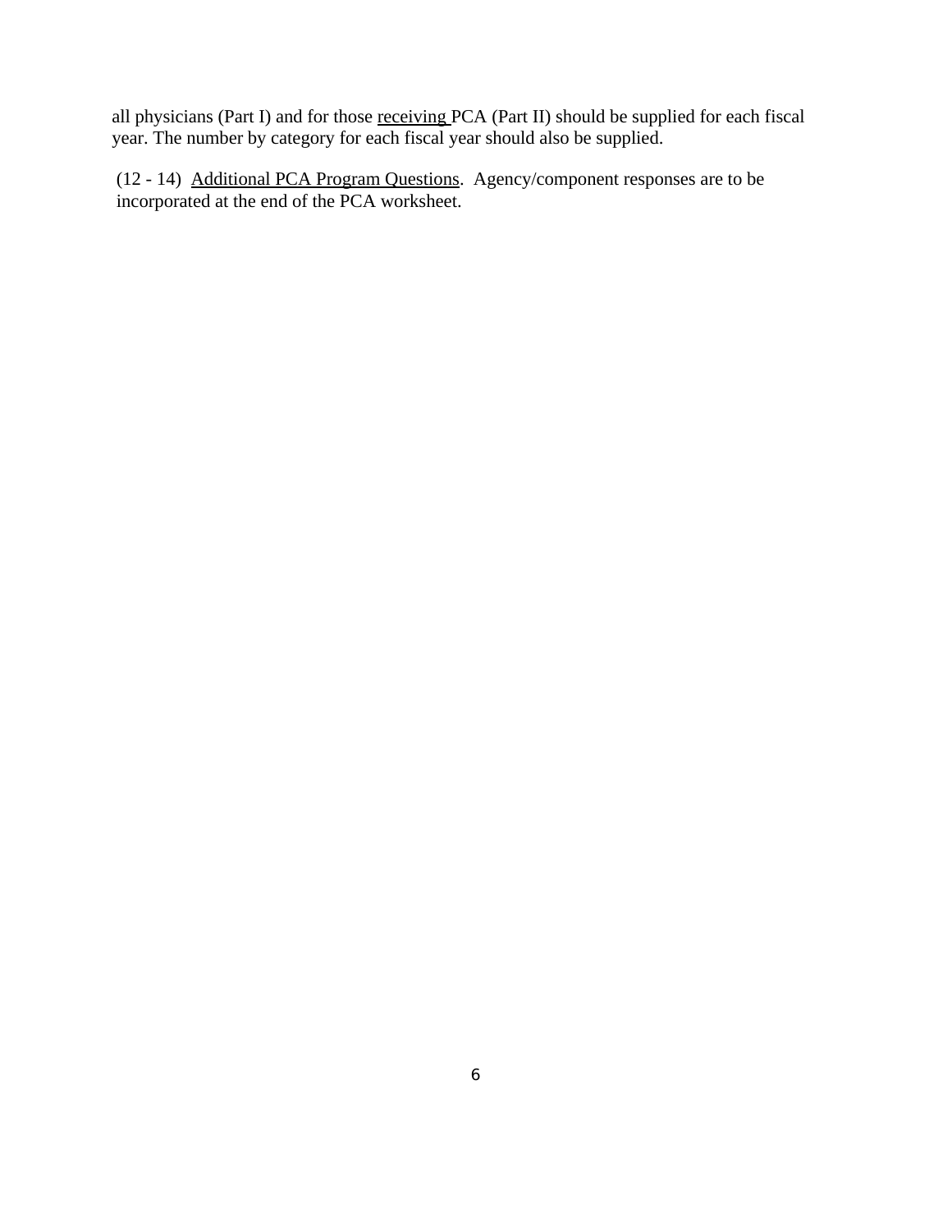all physicians (Part I) and for those <u>receiving</u> PCA (Part II) should be supplied for each fiscal year. The number by category for each fiscal year should also be supplied.

(12 - 14) <u>Additional PCA Program Questions</u>. Agency/component responses are to be incorporated at the end of the PCA worksheet.